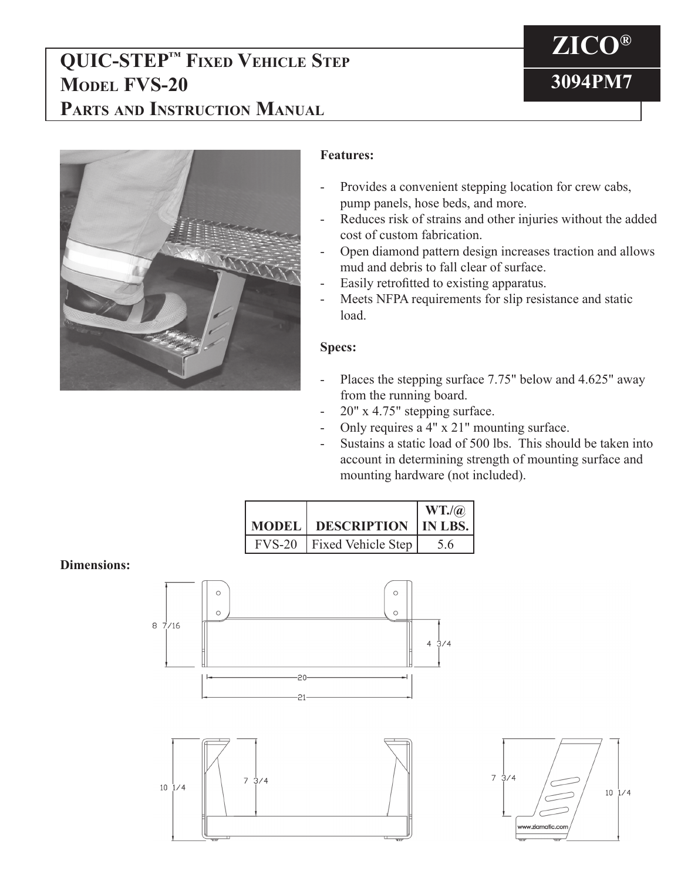# QUIC-STEP™ Fixed Vehicle Step Model FVS-20 Parts and Instruction Manual

**ZICO®**

**3094PM7**

**Features:**

- Provides a convenient stepping location for crew cabs, pump panels, hose beds, and more.
- Reduces risk of strains and other injuries without the added cost of custom fabrication.
- Open diamond pattern design increases traction and allows mud and debris to fall clear of surface.
- Easily retrofitted to existing apparatus.
- Meets NFPA requirements for slip resistance and static load.

**Specs:**

- Places the stepping surface 7.75" below and 4.625" away from the running board.
- 20" x 4.75" stepping surface.
- Only requires a 4" x 21" mounting surface.
- Sustains a static load of 500 lbs. This should be taken into account in determining strength of mounting surface and mounting hardware (not included).

| MODEL | DESCRIPTION | WT./@ IN LBS. |
|---|---|---|
| FVS-20 | Fixed Vehicle Step | 5.6 |

**Dimensions:**

8 7/16

4 3/4

20

21

10 1/4

7 3/4

7 3/4

10 1/4

www.ziamatic.com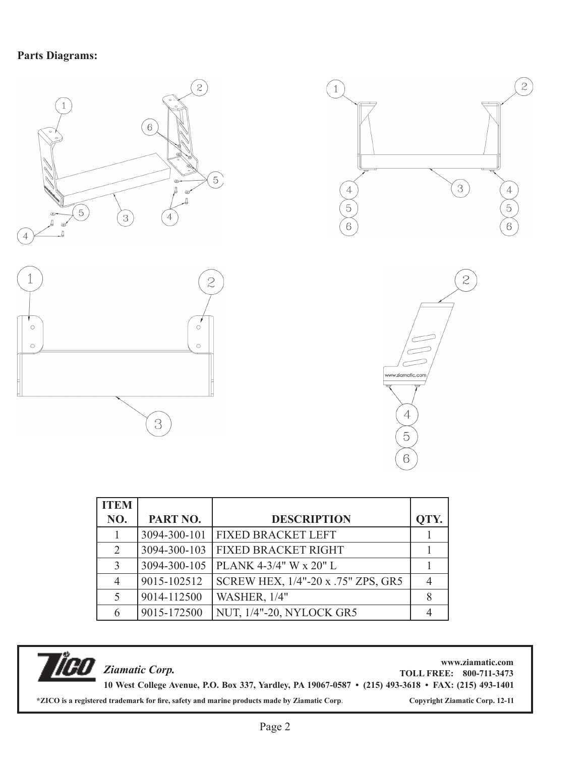**Parts Diagrams:**

| ITEM NO. | PART NO. | DESCRIPTION | QTY. |
|---|---|---|---|
| 1 | 3094-300-101 | FIXED BRACKET LEFT | 1 |
| 2 | 3094-300-103 | FIXED BRACKET RIGHT | 1 |
| 3 | 3094-300-105 | PLANK 4-3/4" W x 20" L | 1 |
| 4 | 9015-102512 | SCREW HEX, 1/4"-20 x .75" ZPS, GR5 | 4 |
| 5 | 9014-112500 | WASHER, 1/4" | 8 |
| 6 | 9015-172500 | NUT, 1/4"-20, NYLOCK GR5 | 4 |

*Ziamatic Corp.*

**www.ziamatic.com**
**TOLL FREE: 800-711-3473**

**10 West College Avenue, P.O. Box 337, Yardley, PA 19067-0587 • (215) 493-3618 • FAX: (215) 493-1401**

**\*ZICO is a registered trademark for fire, safety and marine products made by Ziamatic Corp.** **Copyright Ziamatic Corp. 12-11**